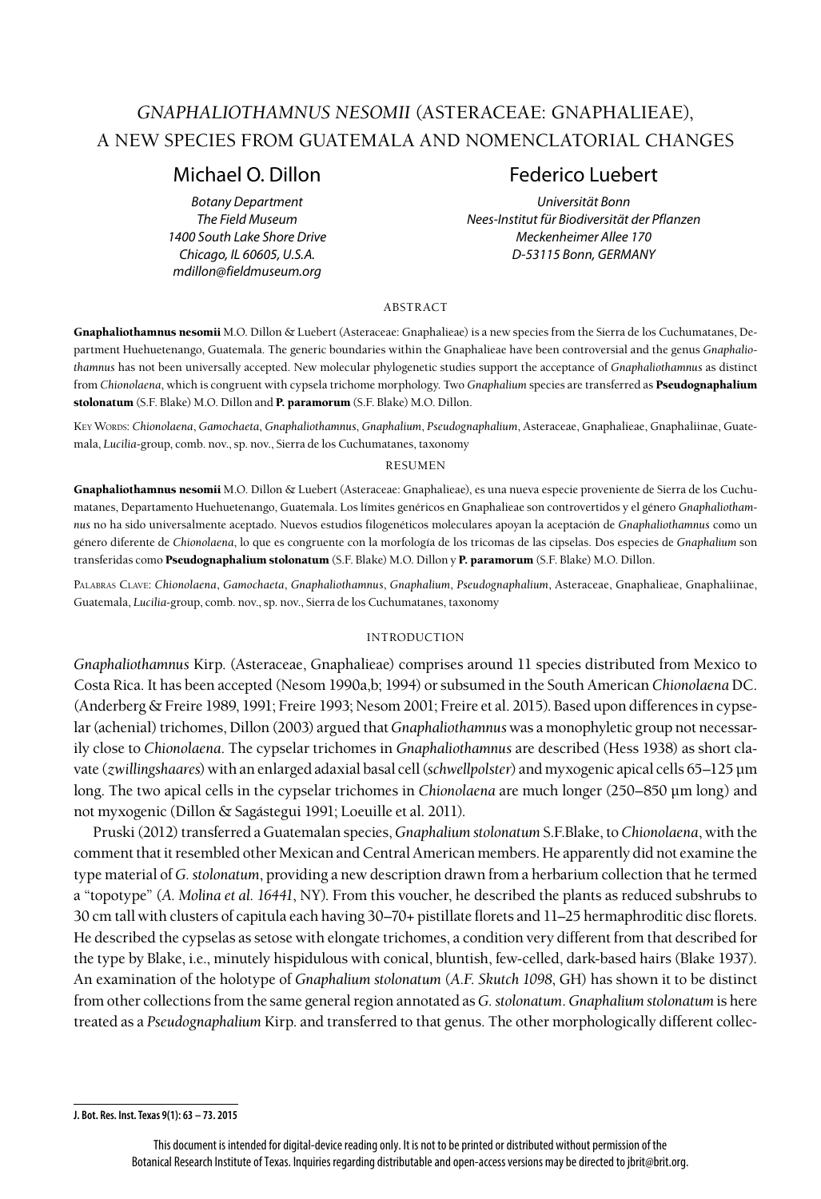# *GNAPHALIOTHAMNUS NESOMII* (ASTERACEAE: GNAPHALIEAE), A NEW SPECIES FROM GUATEMALA AND NOMENCLATORIAL CHANGES

**Michael O. Dillon**

*Botany Department*
*The Field Museum*
*1400 South Lake Shore Drive*
*Chicago, IL 60605, U.S.A.*
*mdillon@fieldmuseum.org*

**Federico Luebert**

*Universität Bonn*
*Nees-Institut für Biodiversität der Pflanzen*
*Meckenheimer Allee 170*
*D-53115 Bonn, GERMANY*

## ABSTRACT

**Gnaphaliothamnus nesomii** M.O. Dillon & Luebert (Asteraceae: Gnaphalieae) is a new species from the Sierra de los Cuchumatanes, Department Huehuetenango, Guatemala. The generic boundaries within the Gnaphalieae have been controversial and the genus *Gnaphaliothamnus* has not been universally accepted. New molecular phylogenetic studies support the acceptance of *Gnaphaliothamnus* as distinct from *Chionolaena*, which is congruent with cypsela trichome morphology. Two *Gnaphalium* species are transferred as **Pseudognaphalium stolonatum** (S.F. Blake) M.O. Dillon and **P. paramorum** (S.F. Blake) M.O. Dillon.

Key Words: *Chionolaena*, *Gamochaeta*, *Gnaphaliothamnus*, *Gnaphalium*, *Pseudognaphalium*, Asteraceae, Gnaphalieae, Gnaphaliinae, Guatemala, *Lucilia*-group, comb. nov., sp. nov., Sierra de los Cuchumatanes, taxonomy

## RESUMEN

**Gnaphaliothamnus nesomii** M.O. Dillon & Luebert (Asteraceae: Gnaphalieae), es una nueva especie proveniente de Sierra de los Cuchumatanes, Departamento Huehuetenango, Guatemala. Los límites genéricos en Gnaphalieae son controvertidos y el género *Gnaphaliothamnus* no ha sido universalmente aceptado. Nuevos estudios filogenéticos moleculares apoyan la aceptación de *Gnaphaliothamnus* como un género diferente de *Chionolaena*, lo que es congruente con la morfología de los tricomas de las cipselas. Dos especies de *Gnaphalium* son transferidas como **Pseudognaphalium stolonatum** (S.F. Blake) M.O. Dillon y **P. paramorum** (S.F. Blake) M.O. Dillon.

Palabras Clave: *Chionolaena*, *Gamochaeta*, *Gnaphaliothamnus*, *Gnaphalium*, *Pseudognaphalium*, Asteraceae, Gnaphalieae, Gnaphaliinae, Guatemala, *Lucilia*-group, comb. nov., sp. nov., Sierra de los Cuchumatanes, taxonomy

## INTRODUCTION

*Gnaphaliothamnus* Kirp. (Asteraceae, Gnaphalieae) comprises around 11 species distributed from Mexico to Costa Rica. It has been accepted (Nesom 1990a,b; 1994) or subsumed in the South American *Chionolaena* DC. (Anderberg & Freire 1989, 1991; Freire 1993; Nesom 2001; Freire et al. 2015). Based upon differences in cypselar (achenial) trichomes, Dillon (2003) argued that *Gnaphaliothamnus* was a monophyletic group not necessarily close to *Chionolaena*. The cypselar trichomes in *Gnaphaliothamnus* are described (Hess 1938) as short clavate (*zwillingshaares*) with an enlarged adaxial basal cell (*schwellpolster*) and myxogenic apical cells 65–125 µm long. The two apical cells in the cypselar trichomes in *Chionolaena* are much longer (250–850 µm long) and not myxogenic (Dillon & Sagástegui 1991; Loeuille et al. 2011).

Pruski (2012) transferred a Guatemalan species, *Gnaphalium stolonatum* S.F.Blake, to *Chionolaena*, with the comment that it resembled other Mexican and Central American members. He apparently did not examine the type material of *G. stolonatum*, providing a new description drawn from a herbarium collection that he termed a "topotype" (*A. Molina et al. 16441*, NY). From this voucher, he described the plants as reduced subshrubs to 30 cm tall with clusters of capitula each having 30–70+ pistillate florets and 11–25 hermaphroditic disc florets. He described the cypselas as setose with elongate trichomes, a condition very different from that described for the type by Blake, i.e., minutely hispidulous with conical, bluntish, few-celled, dark-based hairs (Blake 1937). An examination of the holotype of *Gnaphalium stolonatum* (*A.F. Skutch 1098*, GH) has shown it to be distinct from other collections from the same general region annotated as *G. stolonatum*. *Gnaphalium stolonatum* is here treated as a *Pseudognaphalium* Kirp. and transferred to that genus. The other morphologically different collec-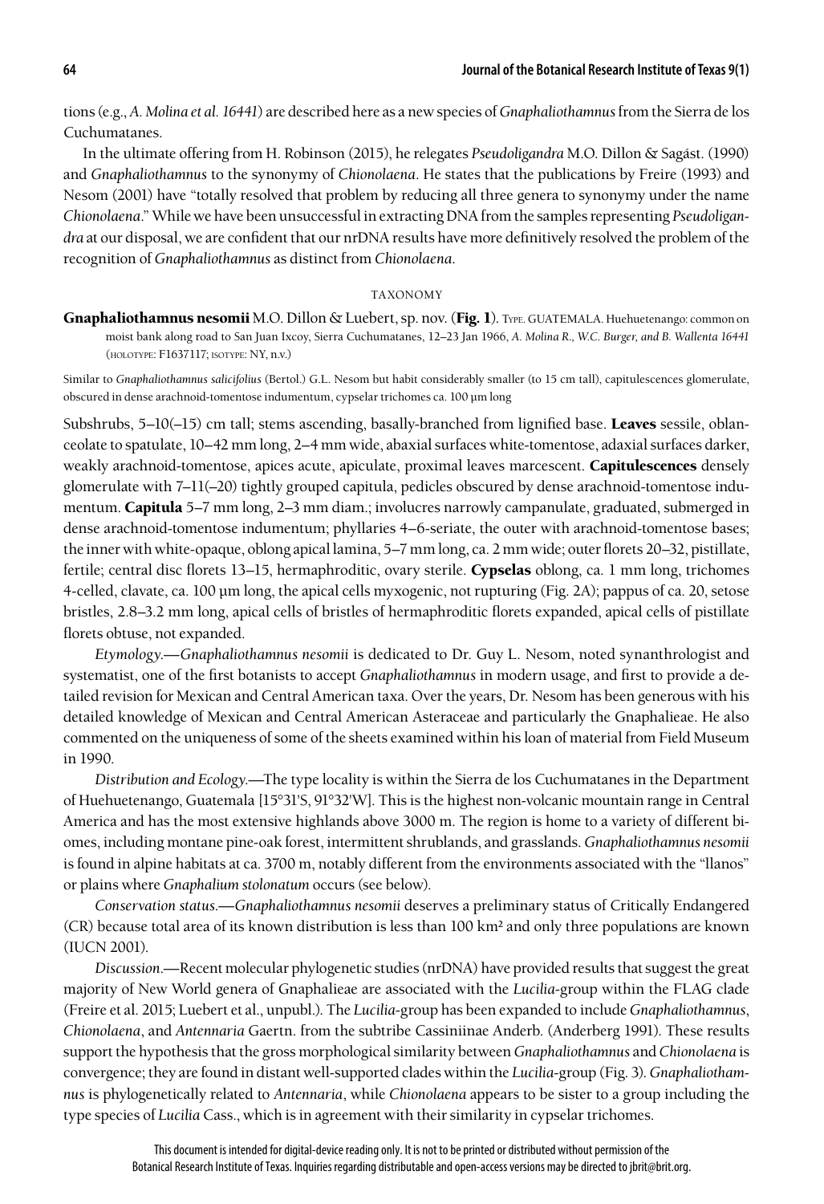tions (e.g., *A. Molina et al. 16441*) are described here as a new species of *Gnaphaliothamnus* from the Sierra de los Cuchumatanes.

In the ultimate offering from H. Robinson (2015), he relegates *Pseudoligandra* M.O. Dillon & Sagást. (1990) and *Gnaphaliothamnus* to the synonymy of *Chionolaena*. He states that the publications by Freire (1993) and Nesom (2001) have "totally resolved that problem by reducing all three genera to synonymy under the name *Chionolaena*." While we have been unsuccessful in extracting DNA from the samples representing *Pseudoligandra* at our disposal, we are confident that our nrDNA results have more definitively resolved the problem of the recognition of *Gnaphaliothamnus* as distinct from *Chionolaena*.

## TAXONOMY

**Gnaphaliothamnus nesomii** M.O. Dillon & Luebert, sp. nov. (**Fig. 1**). Type. GUATEMALA. Huehuetenango: common on moist bank along road to San Juan Ixcoy, Sierra Cuchumatanes, 12–23 Jan 1966, *A. Molina R., W.C. Burger, and B. Wallenta 16441* (holotype: F1637117; isotype: NY, n.v.)

Similar to *Gnaphaliothamnus salicifolius* (Bertol.) G.L. Nesom but habit considerably smaller (to 15 cm tall), capitulescences glomerulate, obscured in dense arachnoid-tomentose indumentum, cypselar trichomes ca. 100 µm long

Subshrubs, 5–10(–15) cm tall; stems ascending, basally-branched from lignified base. **Leaves** sessile, oblanceolate to spatulate, 10–42 mm long, 2–4 mm wide, abaxial surfaces white-tomentose, adaxial surfaces darker, weakly arachnoid-tomentose, apices acute, apiculate, proximal leaves marcescent. **Capitulescences** densely glomerulate with 7–11(–20) tightly grouped capitula, pedicles obscured by dense arachnoid-tomentose indumentum. **Capitula** 5–7 mm long, 2–3 mm diam.; involucres narrowly campanulate, graduated, submerged in dense arachnoid-tomentose indumentum; phyllaries 4–6-seriate, the outer with arachnoid-tomentose bases; the inner with white-opaque, oblong apical lamina, 5–7 mm long, ca. 2 mm wide; outer florets 20–32, pistillate, fertile; central disc florets 13–15, hermaphroditic, ovary sterile. **Cypselas** oblong, ca. 1 mm long, trichomes 4-celled, clavate, ca. 100 µm long, the apical cells myxogenic, not rupturing (Fig. 2A); pappus of ca. 20, setose bristles, 2.8–3.2 mm long, apical cells of bristles of hermaphroditic florets expanded, apical cells of pistillate florets obtuse, not expanded.

*Etymology.*—*Gnaphaliothamnus nesomii* is dedicated to Dr. Guy L. Nesom, noted synanthrologist and systematist, one of the first botanists to accept *Gnaphaliothamnus* in modern usage, and first to provide a detailed revision for Mexican and Central American taxa. Over the years, Dr. Nesom has been generous with his detailed knowledge of Mexican and Central American Asteraceae and particularly the Gnaphalieae. He also commented on the uniqueness of some of the sheets examined within his loan of material from Field Museum in 1990.

*Distribution and Ecology.*—The type locality is within the Sierra de los Cuchumatanes in the Department of Huehuetenango, Guatemala [15°31'S, 91°32'W]. This is the highest non-volcanic mountain range in Central America and has the most extensive highlands above 3000 m. The region is home to a variety of different biomes, including montane pine-oak forest, intermittent shrublands, and grasslands. *Gnaphaliothamnus nesomii* is found in alpine habitats at ca. 3700 m, notably different from the environments associated with the "llanos" or plains where *Gnaphalium stolonatum* occurs (see below).

*Conservation status.*—*Gnaphaliothamnus nesomii* deserves a preliminary status of Critically Endangered (CR) because total area of its known distribution is less than 100 km² and only three populations are known (IUCN 2001).

*Discussion.*—Recent molecular phylogenetic studies (nrDNA) have provided results that suggest the great majority of New World genera of Gnaphalieae are associated with the *Lucilia*-group within the FLAG clade (Freire et al. 2015; Luebert et al., unpubl.). The *Lucilia*-group has been expanded to include *Gnaphaliothamnus*, *Chionolaena*, and *Antennaria* Gaertn. from the subtribe Cassiniinae Anderb. (Anderberg 1991). These results support the hypothesis that the gross morphological similarity between *Gnaphaliothamnus* and *Chionolaena* is convergence; they are found in distant well-supported clades within the *Lucilia*-group (Fig. 3). *Gnaphaliothamnus* is phylogenetically related to *Antennaria*, while *Chionolaena* appears to be sister to a group including the type species of *Lucilia* Cass., which is in agreement with their similarity in cypselar trichomes.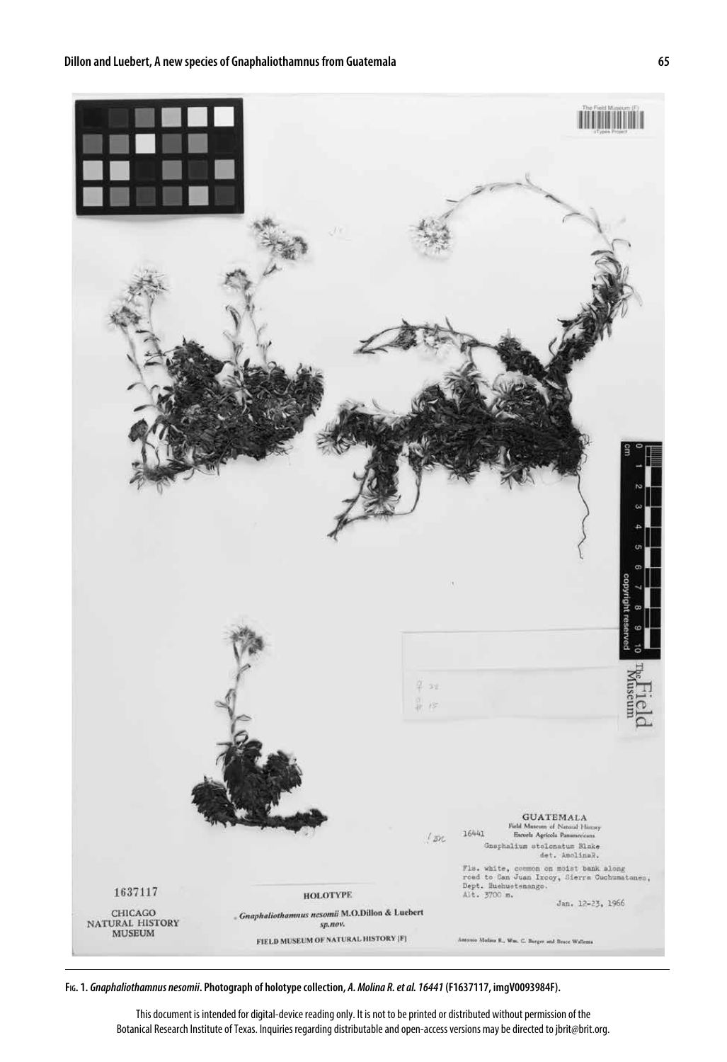**Fig. 1.** ***Gnaphaliothamnus nesomii*. Photograph of holotype collection, *A. Molina R. et al. 16441* (F1637117, imgV0093984F).**

This document is intended for digital-device reading only. It is not to be printed or distributed without permission of the Botanical Research Institute of Texas. Inquiries regarding distributable and open-access versions may be directed to jbrit@brit.org.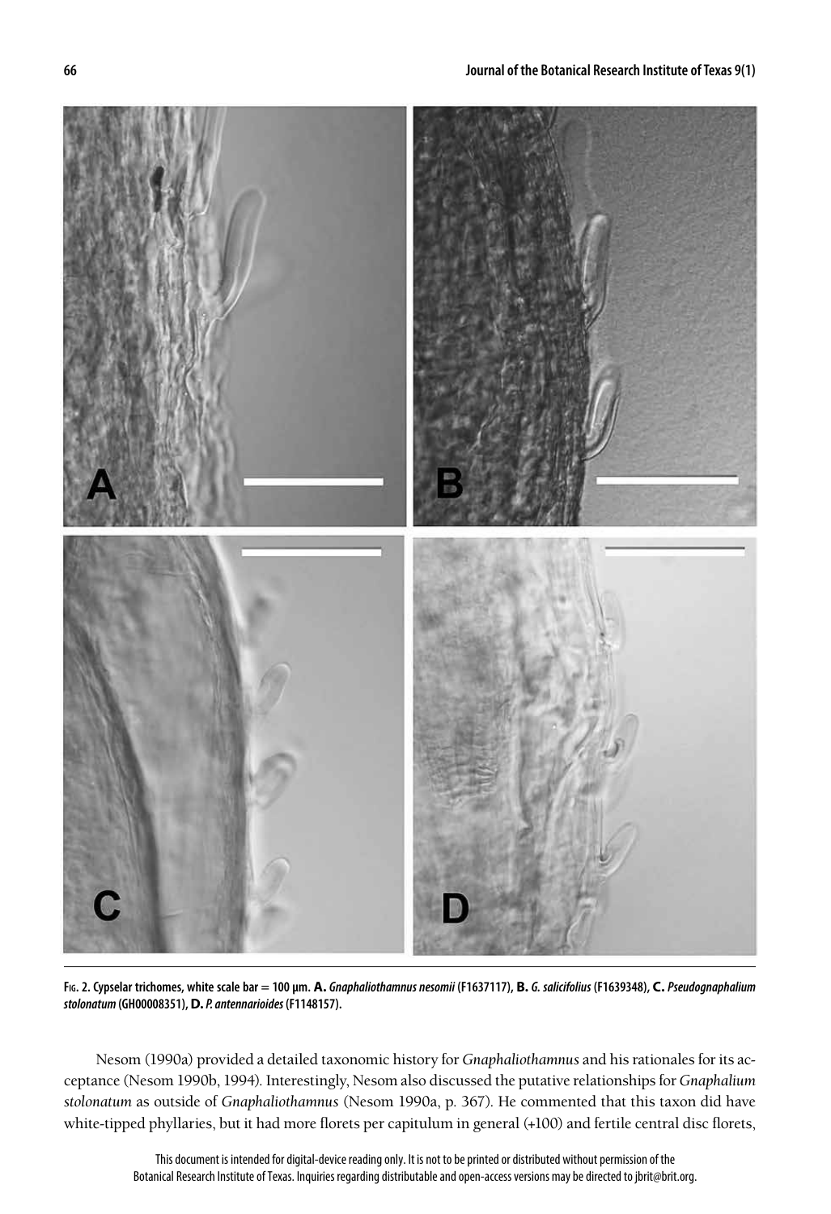**Fig. 2. Cypselar trichomes, white scale bar = 100 µm. A.** ***Gnaphaliothamnus nesomii*** **(F1637117), B.** ***G. salicifolius*** **(F1639348), C.** ***Pseudognaphalium stolonatum*** **(GH00008351), D.** ***P. antennarioides*** **(F1148157).**

Nesom (1990a) provided a detailed taxonomic history for *Gnaphaliothamnus* and his rationales for its acceptance (Nesom 1990b, 1994). Interestingly, Nesom also discussed the putative relationships for *Gnaphalium stolonatum* as outside of *Gnaphaliothamnus* (Nesom 1990a, p. 367). He commented that this taxon did have white-tipped phyllaries, but it had more florets per capitulum in general (+100) and fertile central disc florets,

This document is intended for digital-device reading only. It is not to be printed or distributed without permission of the Botanical Research Institute of Texas. Inquiries regarding distributable and open-access versions may be directed to jbrit@brit.org.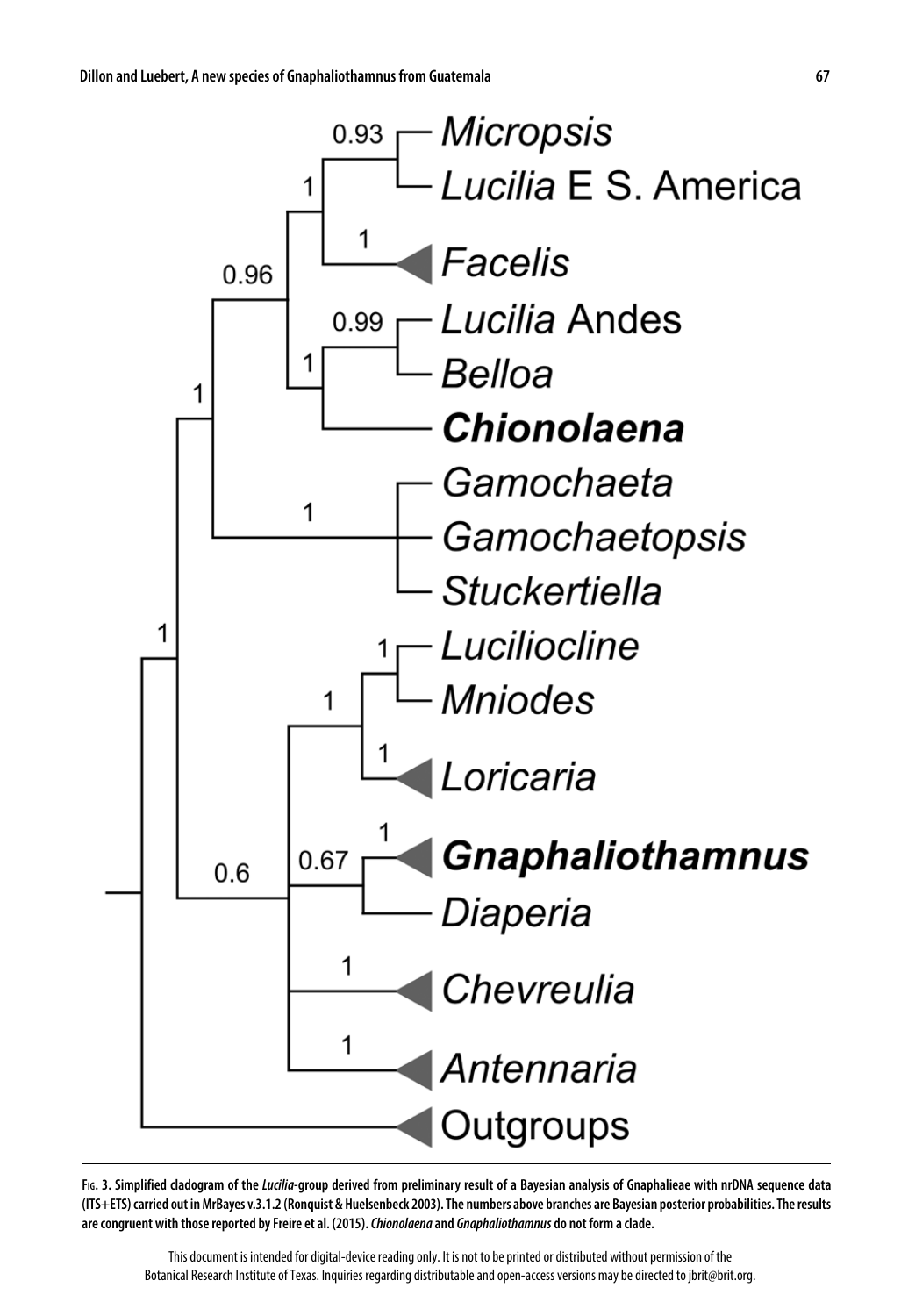**Fig. 3. Simplified cladogram of the *Lucilia*-group derived from preliminary result of a Bayesian analysis of Gnaphalieae with nrDNA sequence data (ITS+ETS) carried out in MrBayes v.3.1.2 (Ronquist & Huelsenbeck 2003). The numbers above branches are Bayesian posterior probabilities. The results are congruent with those reported by Freire et al. (2015). *Chionolaena* and *Gnaphaliothamnus* do not form a clade.**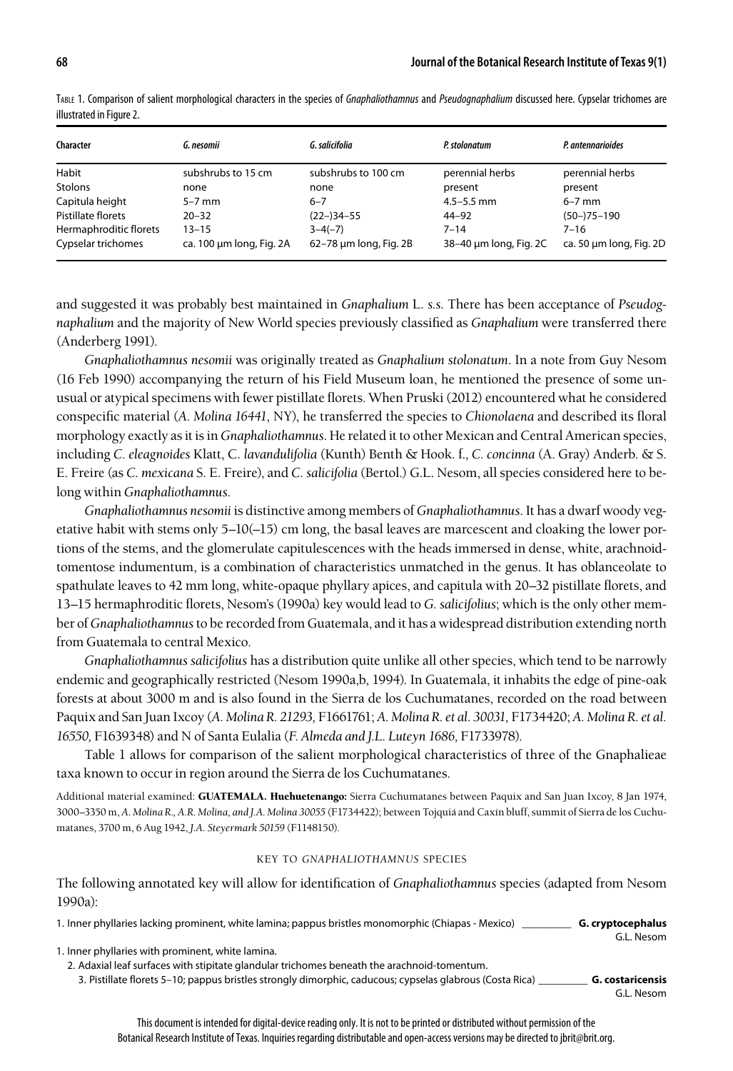Table 1. Comparison of salient morphological characters in the species of *Gnaphaliothamnus* and *Pseudognaphalium* discussed here. Cypselar trichomes are illustrated in Figure 2.

| Character | *G. nesomii* | *G. salicifolia* | *P. stolonatum* | *P. antennarioides* |
|---|---|---|---|---|
| Habit | subshrubs to 15 cm | subshrubs to 100 cm | perennial herbs | perennial herbs |
| Stolons | none | none | present | present |
| Capitula height | 5–7 mm | 6–7 | 4.5–5.5 mm | 6–7 mm |
| Pistillate florets | 20–32 | (22–)34–55 | 44–92 | (50–)75–190 |
| Hermaphroditic florets | 13–15 | 3–4(–7) | 7–14 | 7–16 |
| Cypselar trichomes | ca. 100 µm long, Fig. 2A | 62–78 µm long, Fig. 2B | 38–40 µm long, Fig. 2C | ca. 50 µm long, Fig. 2D |

and suggested it was probably best maintained in *Gnaphalium* L. s.s. There has been acceptance of *Pseudognaphalium* and the majority of New World species previously classified as *Gnaphalium* were transferred there (Anderberg 1991).

*Gnaphaliothamnus nesomii* was originally treated as *Gnaphalium stolonatum*. In a note from Guy Nesom (16 Feb 1990) accompanying the return of his Field Museum loan, he mentioned the presence of some unusual or atypical specimens with fewer pistillate florets. When Pruski (2012) encountered what he considered conspecific material (*A. Molina 16441*, NY), he transferred the species to *Chionolaena* and described its floral morphology exactly as it is in *Gnaphaliothamnus*. He related it to other Mexican and Central American species, including *C. eleagnoides* Klatt, *C. lavandulifolia* (Kunth) Benth & Hook. f., *C. concinna* (A. Gray) Anderb. & S. E. Freire (as *C. mexicana* S. E. Freire), and *C. salicifolia* (Bertol.) G.L. Nesom, all species considered here to belong within *Gnaphaliothamnus*.

*Gnaphaliothamnus nesomii* is distinctive among members of *Gnaphaliothamnus*. It has a dwarf woody vegetative habit with stems only 5–10(–15) cm long, the basal leaves are marcescent and cloaking the lower portions of the stems, and the glomerulate capitulescences with the heads immersed in dense, white, arachnoid-tomentose indumentum, is a combination of characteristics unmatched in the genus. It has oblanceolate to spathulate leaves to 42 mm long, white-opaque phyllary apices, and capitula with 20–32 pistillate florets, and 13–15 hermaphroditic florets, Nesom's (1990a) key would lead to *G. salicifolius*; which is the only other member of *Gnaphaliothamnus* to be recorded from Guatemala, and it has a widespread distribution extending north from Guatemala to central Mexico.

*Gnaphaliothamnus salicifolius* has a distribution quite unlike all other species, which tend to be narrowly endemic and geographically restricted (Nesom 1990a,b, 1994). In Guatemala, it inhabits the edge of pine-oak forests at about 3000 m and is also found in the Sierra de los Cuchumatanes, recorded on the road between Paquix and San Juan Ixcoy (*A. Molina R. 21293,* F1661761; *A. Molina R. et al. 30031,* F1734420; *A. Molina R. et al. 16550,* F1639348) and N of Santa Eulalia (*F. Almeda and J.L. Luteyn 1686,* F1733978).

Table 1 allows for comparison of the salient morphological characteristics of three of the Gnaphalieae taxa known to occur in region around the Sierra de los Cuchumatanes.

Additional material examined: **GUATEMALA. Huehuetenango:** Sierra Cuchumatanes between Paquix and San Juan Ixcoy, 8 Jan 1974, 3000–3350 m, *A. Molina R., A.R. Molina, and J.A. Molina 30055* (F1734422); between Tojquiá and Caxín bluff, summit of Sierra de los Cuchumatanes, 3700 m, 6 Aug 1942, *J.A. Steyermark 50159* (F1148150).

## KEY TO *GNAPHALIOTHAMNUS* SPECIES

The following annotated key will allow for identification of *Gnaphaliothamnus* species (adapted from Nesom 1990a):

1. Inner phyllaries lacking prominent, white lamina; pappus bristles monomorphic (Chiapas - Mexico) _________ **G. cryptocephalus** G.L. Nesom

1. Inner phyllaries with prominent, white lamina.
   2. Adaxial leaf surfaces with stipitate glandular trichomes beneath the arachnoid-tomentum.
      3. Pistillate florets 5–10; pappus bristles strongly dimorphic, caducous; cypselas glabrous (Costa Rica) _________ **G. costaricensis** G.L. Nesom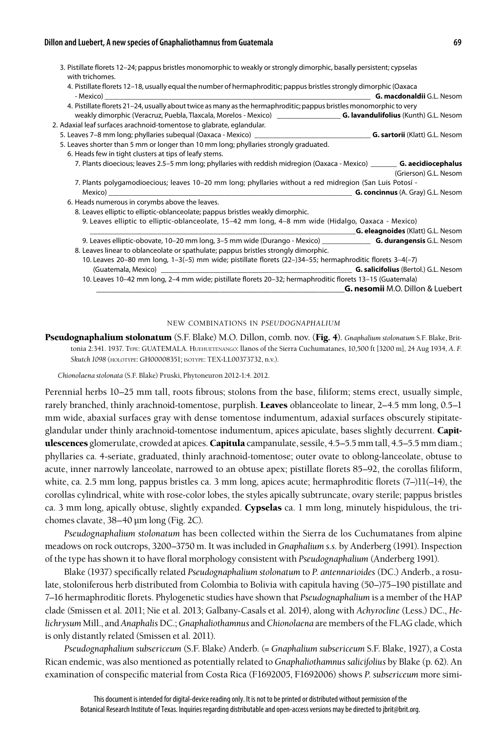3. Pistillate florets 12–24; pappus bristles monomorphic to weakly or strongly dimorphic, basally persistent; cypselas with trichomes.
   4. Pistillate florets 12–18, usually equal the number of hermaphroditic; pappus bristles strongly dimorphic (Oaxaca - Mexico) __________ **G. macdonaldii** G.L. Nesom
   4. Pistillate florets 21–24, usually about twice as many as the hermaphroditic; pappus bristles monomorphic to very weakly dimorphic (Veracruz, Puebla, Tlaxcala, Morelos - Mexico) __________ **G. lavandulifolius** (Kunth) G.L. Nesom

2. Adaxial leaf surfaces arachnoid-tomentose to glabrate, eglandular.
   5. Leaves 7–8 mm long; phyllaries subequal (Oaxaca - Mexico) __________ **G. sartorii** (Klatt) G.L. Nesom
   5. Leaves shorter than 5 mm or longer than 10 mm long; phyllaries strongly graduated.
      6. Heads few in tight clusters at tips of leafy stems.
         7. Plants dioecious; leaves 2.5–5 mm long; phyllaries with reddish midregion (Oaxaca - Mexico) __________ **G. aecidiocephalus** (Grierson) G.L. Nesom
         7. Plants polygamodioecious; leaves 10–20 mm long; phyllaries without a red midregion (San Luis Potosí - Mexico) __________ **G. concinnus** (A. Gray) G.L. Nesom
      6. Heads numerous in corymbs above the leaves.
         8. Leaves elliptic to elliptic-oblanceolate; pappus bristles weakly dimorphic.
            9. Leaves elliptic to elliptic-oblanceolate, 15–42 mm long, 4–8 mm wide (Hidalgo, Oaxaca - Mexico) __________ **G. eleagnoides** (Klatt) G.L. Nesom
            9. Leaves elliptic-obovate, 10–20 mm long, 3–5 mm wide (Durango - Mexico) __________ **G. durangensis** G.L. Nesom
         8. Leaves linear to oblanceolate or spathulate; pappus bristles strongly dimorphic.
            10. Leaves 20–80 mm long, 1–3(–5) mm wide; pistillate florets (22–)34–55; hermaphroditic florets 3–4(–7) (Guatemala, Mexico) __________ **G. salicifolius** (Bertol.) G.L. Nesom
            10. Leaves 10–42 mm long, 2–4 mm wide; pistillate florets 20–32; hermaphroditic florets 13–15 (Guatemala) __________ **G. nesomii** M.O. Dillon & Luebert

## NEW COMBINATIONS IN *PSEUDOGNAPHALIUM*

**Pseudognaphalium stolonatum** (S.F. Blake) M.O. Dillon, comb. nov. (**Fig. 4**). *Gnaphalium stolonatum* S.F. Blake, Brittonia 2:341. 1937. Type: GUATEMALA. Huehuetenango: llanos of the Sierra Cuchumatanes, 10,500 ft [3200 m], 24 Aug 1934, *A. F. Skutch 1098* (holotype: GH00008351; isotype: TEX-LL00373732, n.v.).

*Chionolaena stolonata* (S.F. Blake) Pruski, Phytoneuron 2012-1:4. 2012.

Perennial herbs 10–25 mm tall, roots fibrous; stolons from the base, filiform; stems erect, usually simple, rarely branched, thinly arachnoid-tomentose, purplish. **Leaves** oblanceolate to linear, 2–4.5 mm long, 0.5–1 mm wide, abaxial surfaces gray with dense tomentose indumentum, adaxial surfaces obscurely stipitate-glandular under thinly arachnoid-tomentose indumentum, apices apiculate, bases slightly decurrent. **Capitulescences** glomerulate, crowded at apices. **Capitula** campanulate, sessile, 4.5–5.5 mm tall, 4.5–5.5 mm diam.; phyllaries ca. 4-seriate, graduated, thinly arachnoid-tomentose; outer ovate to oblong-lanceolate, obtuse to acute, inner narrowly lanceolate, narrowed to an obtuse apex; pistillate florets 85–92, the corollas filiform, white, ca. 2.5 mm long, pappus bristles ca. 3 mm long, apices acute; hermaphroditic florets (7–)11(–14), the corollas cylindrical, white with rose-color lobes, the styles apically subtruncate, ovary sterile; pappus bristles ca. 3 mm long, apically obtuse, slightly expanded. **Cypselas** ca. 1 mm long, minutely hispidulous, the trichomes clavate, 38–40 µm long (Fig. 2C).

*Pseudognaphalium stolonatum* has been collected within the Sierra de los Cuchumatanes from alpine meadows on rock outcrops, 3200–3750 m. It was included in *Gnaphalium s.s.* by Anderberg (1991). Inspection of the type has shown it to have floral morphology consistent with *Pseudognaphalium* (Anderberg 1991).

Blake (1937) specifically related *Pseudognaphalium stolonatum* to *P. antennarioides* (DC.) Anderb., a rosulate, stoloniferous herb distributed from Colombia to Bolivia with capitula having (50–)75–190 pistillate and 7–16 hermaphroditic florets. Phylogenetic studies have shown that *Pseudognaphalium* is a member of the HAP clade (Smissen et al. 2011; Nie et al. 2013; Galbany-Casals et al. 2014), along with *Achyrocline* (Less.) DC., *Helichrysum* Mill., and *Anaphalis* DC.; *Gnaphaliothamnus* and *Chionolaena* are members of the FLAG clade, which is only distantly related (Smissen et al. 2011).

*Pseudognaphalium subsericeum* (S.F. Blake) Anderb. (= *Gnaphalium subsericeum* S.F. Blake, 1927), a Costa Rican endemic, was also mentioned as potentially related to *Gnaphaliothamnus salicifolius* by Blake (p. 62). An examination of conspecific material from Costa Rica (F1692005, F1692006) shows *P. subsericeum* more simi-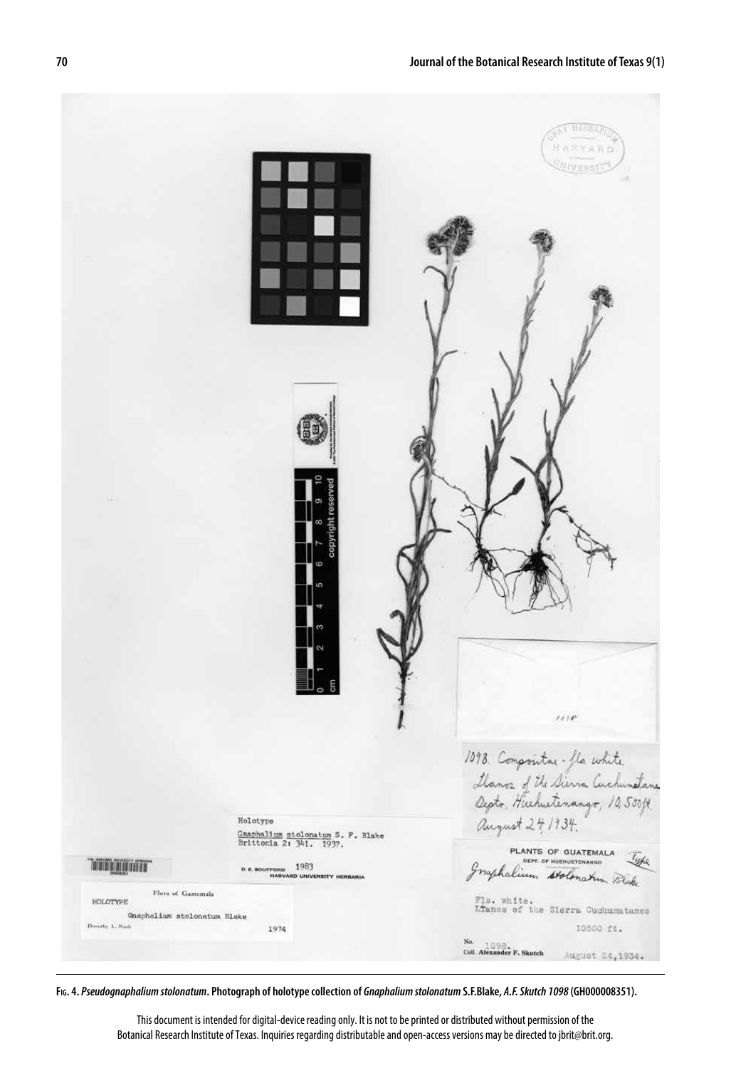**Fig. 4.** ***Pseudognaphalium stolonatum*****. Photograph of holotype collection of** ***Gnaphalium stolonatum*** **S.F.Blake,** ***A.F. Skutch 1098*** **(GH000008351).**

This document is intended for digital-device reading only. It is not to be printed or distributed without permission of the Botanical Research Institute of Texas. Inquiries regarding distributable and open-access versions may be directed to jbrit@brit.org.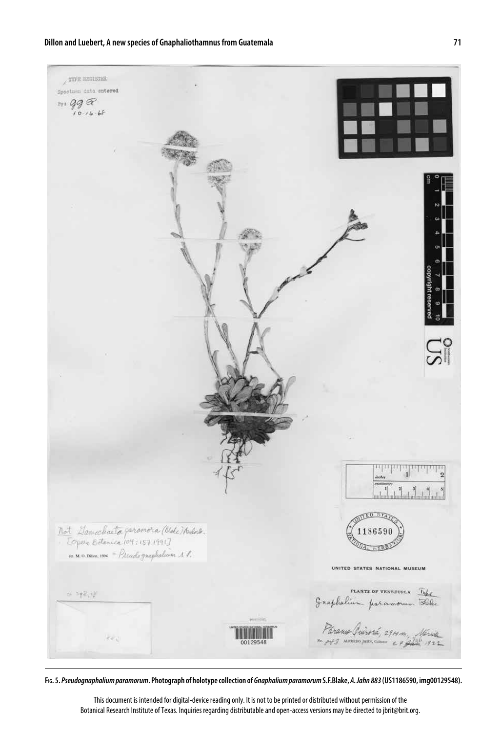**Fig. 5. *Pseudognaphalium paramorum*. Photograph of holotype collection of *Gnaphalium paramorum* S.F.Blake, *A. Jahn 883* (US1186590, img00129548).**

This document is intended for digital-device reading only. It is not to be printed or distributed without permission of the Botanical Research Institute of Texas. Inquiries regarding distributable and open-access versions may be directed to jbrit@brit.org.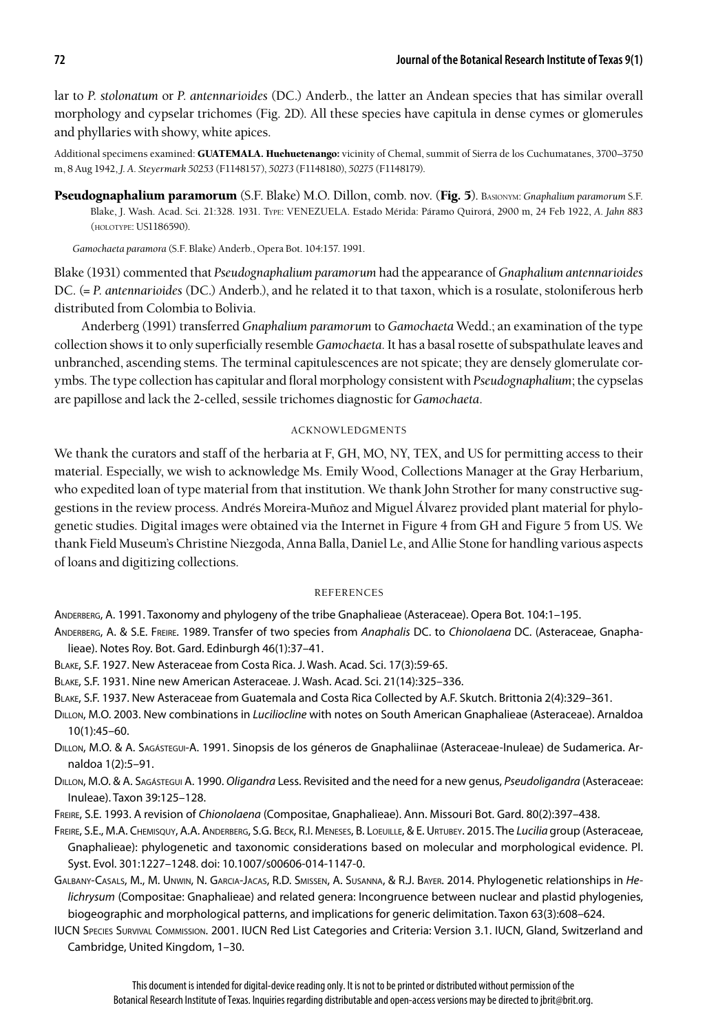lar to *P. stolonatum* or *P. antennarioides* (DC.) Anderb., the latter an Andean species that has similar overall morphology and cypselar trichomes (Fig. 2D). All these species have capitula in dense cymes or glomerules and phyllaries with showy, white apices.

Additional specimens examined: **GUATEMALA. Huehuetenango:** vicinity of Chemal, summit of Sierra de los Cuchumatanes, 3700–3750 m, 8 Aug 1942, *J. A. Steyermark 50253* (F1148157), *50273* (F1148180), *50275* (F1148179).

**Pseudognaphalium paramorum** (S.F. Blake) M.O. Dillon, comb. nov. (**Fig. 5**). Basionym: *Gnaphalium paramorum* S.F. Blake, J. Wash. Acad. Sci. 21:328. 1931. Type: VENEZUELA. Estado Mérida: Páramo Quirorá, 2900 m, 24 Feb 1922, *A. Jahn 883* (holotype: US1186590).

*Gamochaeta paramora* (S.F. Blake) Anderb., Opera Bot. 104:157. 1991.

Blake (1931) commented that *Pseudognaphalium paramorum* had the appearance of *Gnaphalium antennarioides* DC. (= *P. antennarioides* (DC.) Anderb.), and he related it to that taxon, which is a rosulate, stoloniferous herb distributed from Colombia to Bolivia.

Anderberg (1991) transferred *Gnaphalium paramorum* to *Gamochaeta* Wedd.; an examination of the type collection shows it to only superficially resemble *Gamochaeta*. It has a basal rosette of subspathulate leaves and unbranched, ascending stems. The terminal capitulescences are not spicate; they are densely glomerulate corymbs. The type collection has capitular and floral morphology consistent with *Pseudognaphalium*; the cypselas are papillose and lack the 2-celled, sessile trichomes diagnostic for *Gamochaeta*.

## ACKNOWLEDGMENTS

We thank the curators and staff of the herbaria at F, GH, MO, NY, TEX, and US for permitting access to their material. Especially, we wish to acknowledge Ms. Emily Wood, Collections Manager at the Gray Herbarium, who expedited loan of type material from that institution. We thank John Strother for many constructive suggestions in the review process. Andrés Moreira-Muñoz and Miguel Álvarez provided plant material for phylogenetic studies. Digital images were obtained via the Internet in Figure 4 from GH and Figure 5 from US. We thank Field Museum's Christine Niezgoda, Anna Balla, Daniel Le, and Allie Stone for handling various aspects of loans and digitizing collections.

## REFERENCES

Anderberg, A. 1991. Taxonomy and phylogeny of the tribe Gnaphalieae (Asteraceae). Opera Bot. 104:1–195.

Anderberg, A. & S.E. Freire. 1989. Transfer of two species from *Anaphalis* DC. to *Chionolaena* DC. (Asteraceae, Gnaphalieae). Notes Roy. Bot. Gard. Edinburgh 46(1):37–41.

Blake, S.F. 1927. New Asteraceae from Costa Rica. J. Wash. Acad. Sci. 17(3):59-65.

Blake, S.F. 1931. Nine new American Asteraceae. J. Wash. Acad. Sci. 21(14):325–336.

Blake, S.F. 1937. New Asteraceae from Guatemala and Costa Rica Collected by A.F. Skutch. Brittonia 2(4):329–361.

Dillon, M.O. 2003. New combinations in *Luciliocline* with notes on South American Gnaphalieae (Asteraceae). Arnaldoa 10(1):45–60.

Dillon, M.O. & A. Sagástegui-A. 1991. Sinopsis de los géneros de Gnaphaliinae (Asteraceae-Inuleae) de Sudamerica. Arnaldoa 1(2):5–91.

Dillon, M.O. & A. Sagástegui A. 1990. *Oligandra* Less. Revisited and the need for a new genus, *Pseudoligandra* (Asteraceae: Inuleae). Taxon 39:125–128.

Freire, S.E. 1993. A revision of *Chionolaena* (Compositae, Gnaphalieae). Ann. Missouri Bot. Gard. 80(2):397–438.

Freire, S.E., M.A. Chemisquy, A.A. Anderberg, S.G. Beck, R.I. Meneses, B. Loeuille, & E. Urtubey. 2015. The *Lucilia* group (Asteraceae, Gnaphalieae): phylogenetic and taxonomic considerations based on molecular and morphological evidence. Pl. Syst. Evol. 301:1227–1248. doi: 10.1007/s00606-014-1147-0.

Galbany-Casals, M., M. Unwin, N. Garcia-Jacas, R.D. Smissen, A. Susanna, & R.J. Bayer. 2014. Phylogenetic relationships in *Helichrysum* (Compositae: Gnaphalieae) and related genera: Incongruence between nuclear and plastid phylogenies, biogeographic and morphological patterns, and implications for generic delimitation. Taxon 63(3):608–624.

IUCN Species Survival Commission. 2001. IUCN Red List Categories and Criteria: Version 3.1. IUCN, Gland, Switzerland and Cambridge, United Kingdom, 1–30.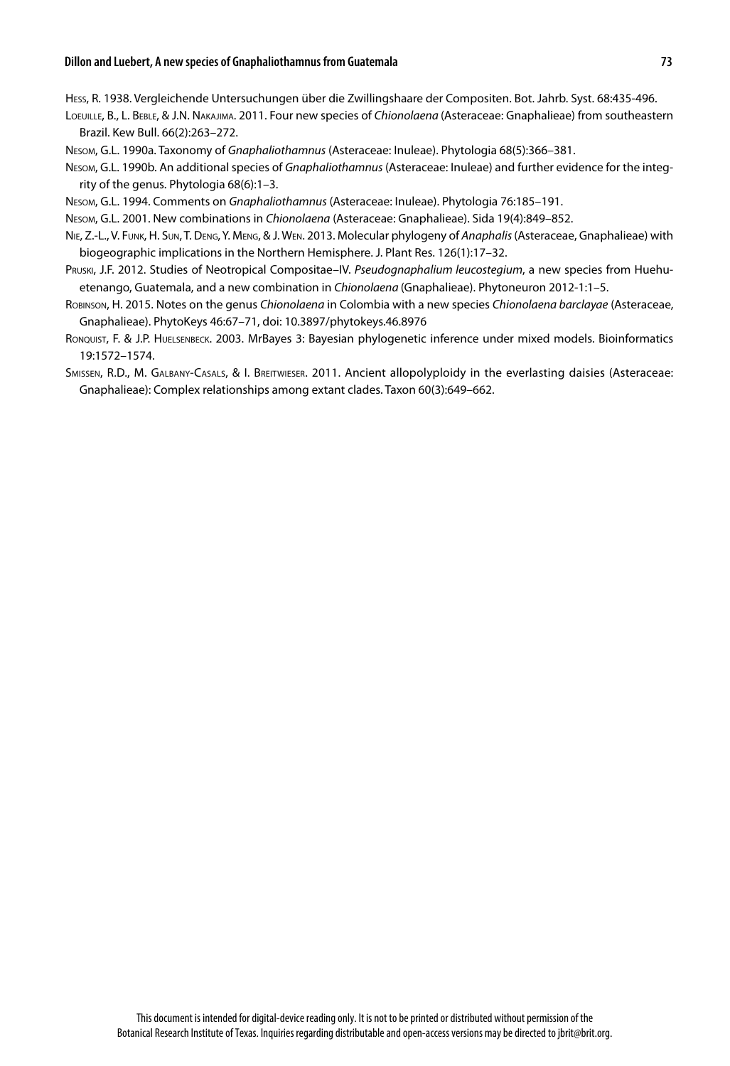Hess, R. 1938. Vergleichende Untersuchungen über die Zwillingshaare der Compositen. Bot. Jahrb. Syst. 68:435-496.

Loeuille, B., L. Beble, & J.N. Nakajima. 2011. Four new species of *Chionolaena* (Asteraceae: Gnaphalieae) from southeastern Brazil. Kew Bull. 66(2):263–272.

Nesom, G.L. 1990a. Taxonomy of *Gnaphaliothamnus* (Asteraceae: Inuleae). Phytologia 68(5):366–381.

Nesom, G.L. 1990b. An additional species of *Gnaphaliothamnus* (Asteraceae: Inuleae) and further evidence for the integrity of the genus. Phytologia 68(6):1–3.

Nesom, G.L. 1994. Comments on *Gnaphaliothamnus* (Asteraceae: Inuleae). Phytologia 76:185–191.

Nesom, G.L. 2001. New combinations in *Chionolaena* (Asteraceae: Gnaphalieae). Sida 19(4):849–852.

Nie, Z.-L., V. Funk, H. Sun, T. Deng, Y. Meng, & J. Wen. 2013. Molecular phylogeny of *Anaphalis* (Asteraceae, Gnaphalieae) with biogeographic implications in the Northern Hemisphere. J. Plant Res. 126(1):17–32.

Pruski, J.F. 2012. Studies of Neotropical Compositae–IV. *Pseudognaphalium leucostegium*, a new species from Huehuetenango, Guatemala, and a new combination in *Chionolaena* (Gnaphalieae). Phytoneuron 2012-1:1–5.

Robinson, H. 2015. Notes on the genus *Chionolaena* in Colombia with a new species *Chionolaena barclayae* (Asteraceae, Gnaphalieae). PhytoKeys 46:67–71, doi: 10.3897/phytokeys.46.8976

Ronquist, F. & J.P. Huelsenbeck. 2003. MrBayes 3: Bayesian phylogenetic inference under mixed models. Bioinformatics 19:1572–1574.

Smissen, R.D., M. Galbany-Casals, & I. Breitwieser. 2011. Ancient allopolyploidy in the everlasting daisies (Asteraceae: Gnaphalieae): Complex relationships among extant clades. Taxon 60(3):649–662.

This document is intended for digital-device reading only. It is not to be printed or distributed without permission of the Botanical Research Institute of Texas. Inquiries regarding distributable and open-access versions may be directed to jbrit@brit.org.